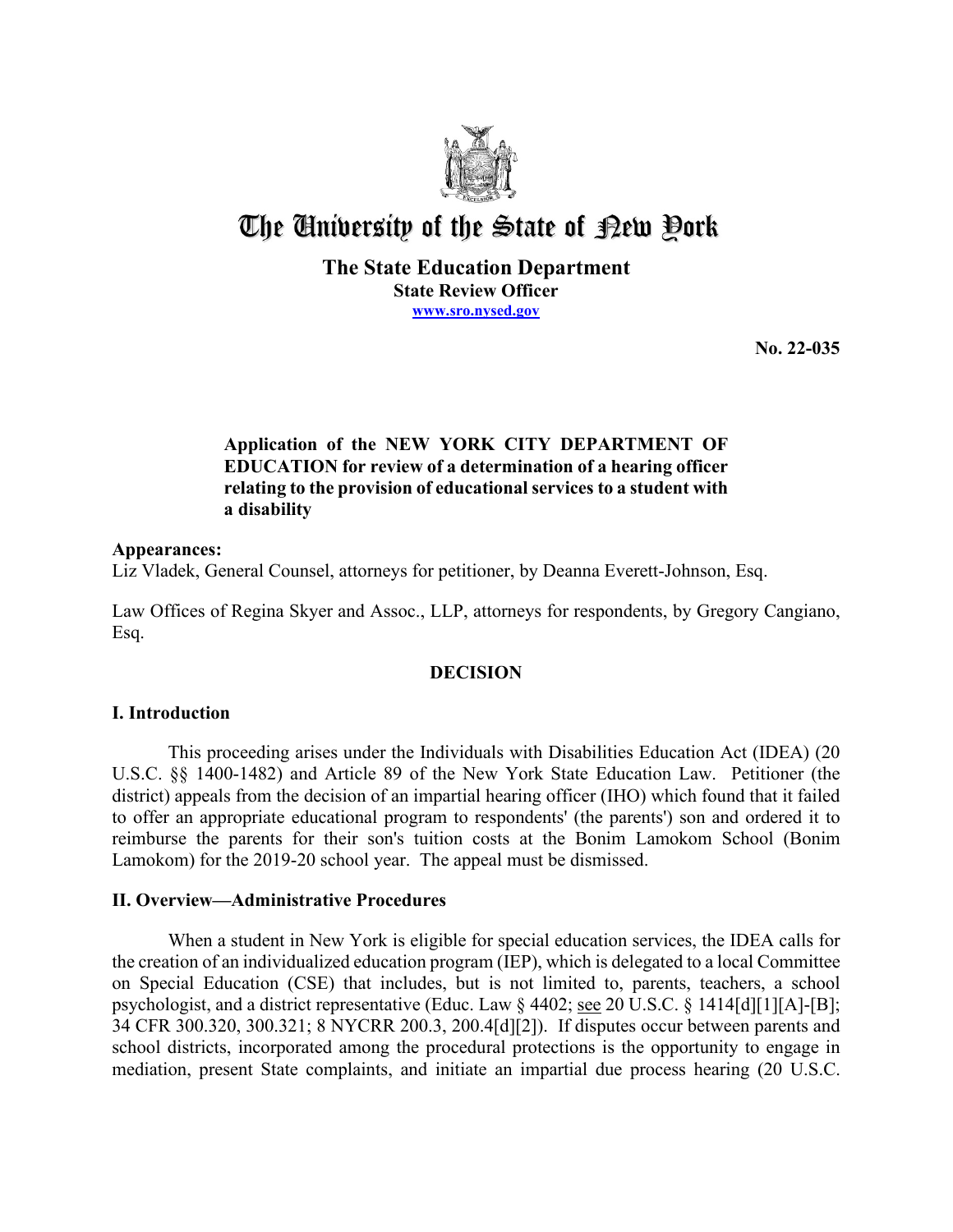# The University of the State of New York

**The State Education Department**
**State Review Officer**
**www.sro.nysed.gov**

**No. 22-035**

**Application of the NEW YORK CITY DEPARTMENT OF EDUCATION for review of a determination of a hearing officer relating to the provision of educational services to a student with a disability**

**Appearances:**
Liz Vladek, General Counsel, attorneys for petitioner, by Deanna Everett-Johnson, Esq.

Law Offices of Regina Skyer and Assoc., LLP, attorneys for respondents, by Gregory Cangiano, Esq.

## DECISION

### I. Introduction

This proceeding arises under the Individuals with Disabilities Education Act (IDEA) (20 U.S.C. §§ 1400-1482) and Article 89 of the New York State Education Law. Petitioner (the district) appeals from the decision of an impartial hearing officer (IHO) which found that it failed to offer an appropriate educational program to respondents' (the parents') son and ordered it to reimburse the parents for their son's tuition costs at the Bonim Lamokom School (Bonim Lamokom) for the 2019-20 school year. The appeal must be dismissed.

### II. Overview—Administrative Procedures

When a student in New York is eligible for special education services, the IDEA calls for the creation of an individualized education program (IEP), which is delegated to a local Committee on Special Education (CSE) that includes, but is not limited to, parents, teachers, a school psychologist, and a district representative (Educ. Law § 4402; see 20 U.S.C. § 1414[d][1][A]-[B]; 34 CFR 300.320, 300.321; 8 NYCRR 200.3, 200.4[d][2]). If disputes occur between parents and school districts, incorporated among the procedural protections is the opportunity to engage in mediation, present State complaints, and initiate an impartial due process hearing (20 U.S.C.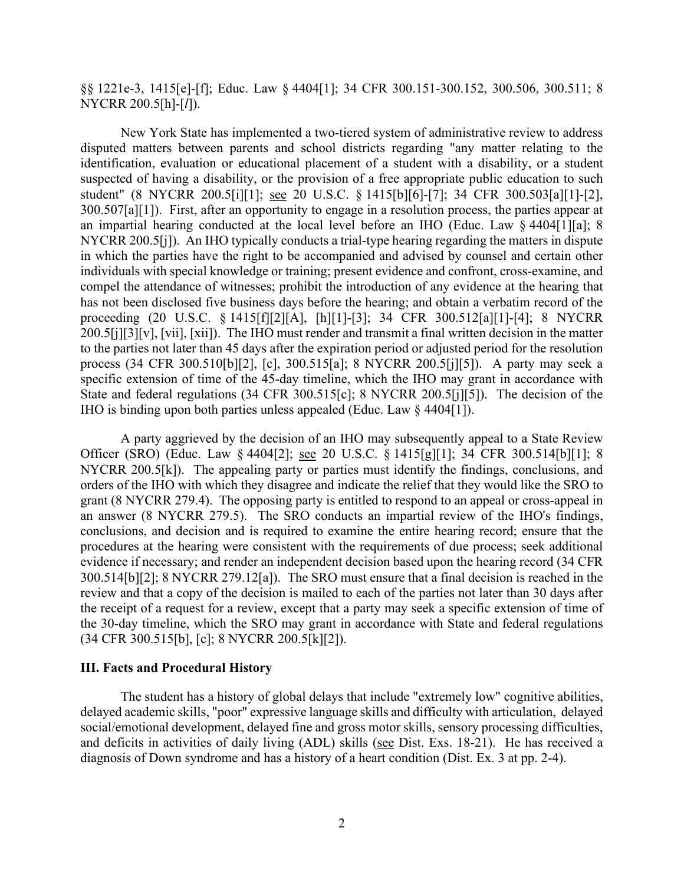§§ 1221e-3, 1415[e]-[f]; Educ. Law § 4404[1]; 34 CFR 300.151-300.152, 300.506, 300.511; 8 NYCRR 200.5[h]-[*l*]).

New York State has implemented a two-tiered system of administrative review to address disputed matters between parents and school districts regarding "any matter relating to the identification, evaluation or educational placement of a student with a disability, or a student suspected of having a disability, or the provision of a free appropriate public education to such student" (8 NYCRR 200.5[i][1]; see 20 U.S.C. § 1415[b][6]-[7]; 34 CFR 300.503[a][1]-[2], 300.507[a][1]). First, after an opportunity to engage in a resolution process, the parties appear at an impartial hearing conducted at the local level before an IHO (Educ. Law § 4404[1][a]; 8 NYCRR 200.5[j]). An IHO typically conducts a trial-type hearing regarding the matters in dispute in which the parties have the right to be accompanied and advised by counsel and certain other individuals with special knowledge or training; present evidence and confront, cross-examine, and compel the attendance of witnesses; prohibit the introduction of any evidence at the hearing that has not been disclosed five business days before the hearing; and obtain a verbatim record of the proceeding (20 U.S.C. § 1415[f][2][A], [h][1]-[3]; 34 CFR 300.512[a][1]-[4]; 8 NYCRR 200.5[j][3][v], [vii], [xii]). The IHO must render and transmit a final written decision in the matter to the parties not later than 45 days after the expiration period or adjusted period for the resolution process (34 CFR 300.510[b][2], [c], 300.515[a]; 8 NYCRR 200.5[j][5]). A party may seek a specific extension of time of the 45-day timeline, which the IHO may grant in accordance with State and federal regulations (34 CFR 300.515[c]; 8 NYCRR 200.5[j][5]). The decision of the IHO is binding upon both parties unless appealed (Educ. Law § 4404[1]).

A party aggrieved by the decision of an IHO may subsequently appeal to a State Review Officer (SRO) (Educ. Law § 4404[2]; see 20 U.S.C. § 1415[g][1]; 34 CFR 300.514[b][1]; 8 NYCRR 200.5[k]). The appealing party or parties must identify the findings, conclusions, and orders of the IHO with which they disagree and indicate the relief that they would like the SRO to grant (8 NYCRR 279.4). The opposing party is entitled to respond to an appeal or cross-appeal in an answer (8 NYCRR 279.5). The SRO conducts an impartial review of the IHO's findings, conclusions, and decision and is required to examine the entire hearing record; ensure that the procedures at the hearing were consistent with the requirements of due process; seek additional evidence if necessary; and render an independent decision based upon the hearing record (34 CFR 300.514[b][2]; 8 NYCRR 279.12[a]). The SRO must ensure that a final decision is reached in the review and that a copy of the decision is mailed to each of the parties not later than 30 days after the receipt of a request for a review, except that a party may seek a specific extension of time of the 30-day timeline, which the SRO may grant in accordance with State and federal regulations (34 CFR 300.515[b], [c]; 8 NYCRR 200.5[k][2]).

### III. Facts and Procedural History

The student has a history of global delays that include "extremely low" cognitive abilities, delayed academic skills, "poor" expressive language skills and difficulty with articulation, delayed social/emotional development, delayed fine and gross motor skills, sensory processing difficulties, and deficits in activities of daily living (ADL) skills (see Dist. Exs. 18-21). He has received a diagnosis of Down syndrome and has a history of a heart condition (Dist. Ex. 3 at pp. 2-4).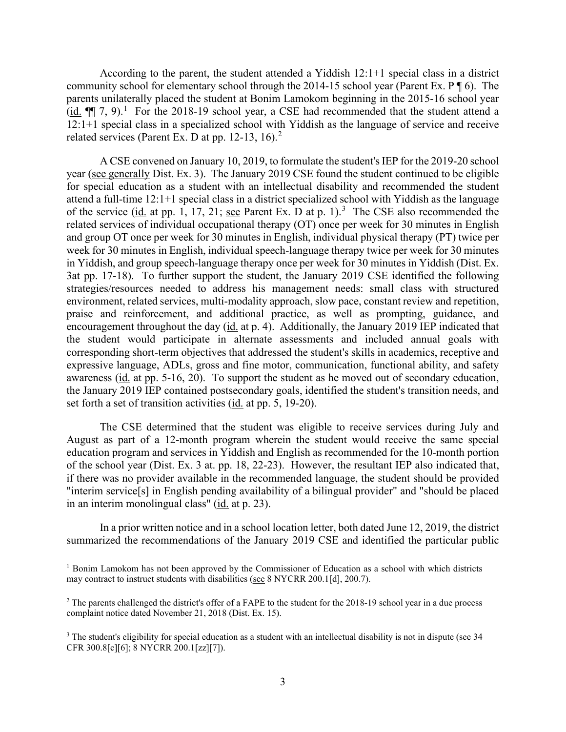According to the parent, the student attended a Yiddish 12:1+1 special class in a district community school for elementary school through the 2014-15 school year (Parent Ex. P ¶ 6). The parents unilaterally placed the student at Bonim Lamokom beginning in the 2015-16 school year (id. ¶¶ 7, 9).[1] For the 2018-19 school year, a CSE had recommended that the student attend a 12:1+1 special class in a specialized school with Yiddish as the language of service and receive related services (Parent Ex. D at pp. 12-13, 16).[2]

A CSE convened on January 10, 2019, to formulate the student's IEP for the 2019-20 school year (see generally Dist. Ex. 3). The January 2019 CSE found the student continued to be eligible for special education as a student with an intellectual disability and recommended the student attend a full-time 12:1+1 special class in a district specialized school with Yiddish as the language of the service (id. at pp. 1, 17, 21; see Parent Ex. D at p. 1).[3] The CSE also recommended the related services of individual occupational therapy (OT) once per week for 30 minutes in English and group OT once per week for 30 minutes in English, individual physical therapy (PT) twice per week for 30 minutes in English, individual speech-language therapy twice per week for 30 minutes in Yiddish, and group speech-language therapy once per week for 30 minutes in Yiddish (Dist. Ex. 3at pp. 17-18). To further support the student, the January 2019 CSE identified the following strategies/resources needed to address his management needs: small class with structured environment, related services, multi-modality approach, slow pace, constant review and repetition, praise and reinforcement, and additional practice, as well as prompting, guidance, and encouragement throughout the day (id. at p. 4). Additionally, the January 2019 IEP indicated that the student would participate in alternate assessments and included annual goals with corresponding short-term objectives that addressed the student's skills in academics, receptive and expressive language, ADLs, gross and fine motor, communication, functional ability, and safety awareness (id. at pp. 5-16, 20). To support the student as he moved out of secondary education, the January 2019 IEP contained postsecondary goals, identified the student's transition needs, and set forth a set of transition activities (id. at pp. 5, 19-20).

The CSE determined that the student was eligible to receive services during July and August as part of a 12-month program wherein the student would receive the same special education program and services in Yiddish and English as recommended for the 10-month portion of the school year (Dist. Ex. 3 at. pp. 18, 22-23). However, the resultant IEP also indicated that, if there was no provider available in the recommended language, the student should be provided "interim service[s] in English pending availability of a bilingual provider" and "should be placed in an interim monolingual class" (id. at p. 23).

In a prior written notice and in a school location letter, both dated June 12, 2019, the district summarized the recommendations of the January 2019 CSE and identified the particular public

---

[1] Bonim Lamokom has not been approved by the Commissioner of Education as a school with which districts may contract to instruct students with disabilities (see 8 NYCRR 200.1[d], 200.7).

[2] The parents challenged the district's offer of a FAPE to the student for the 2018-19 school year in a due process complaint notice dated November 21, 2018 (Dist. Ex. 15).

[3] The student's eligibility for special education as a student with an intellectual disability is not in dispute (see 34 CFR 300.8[c][6]; 8 NYCRR 200.1[zz][7]).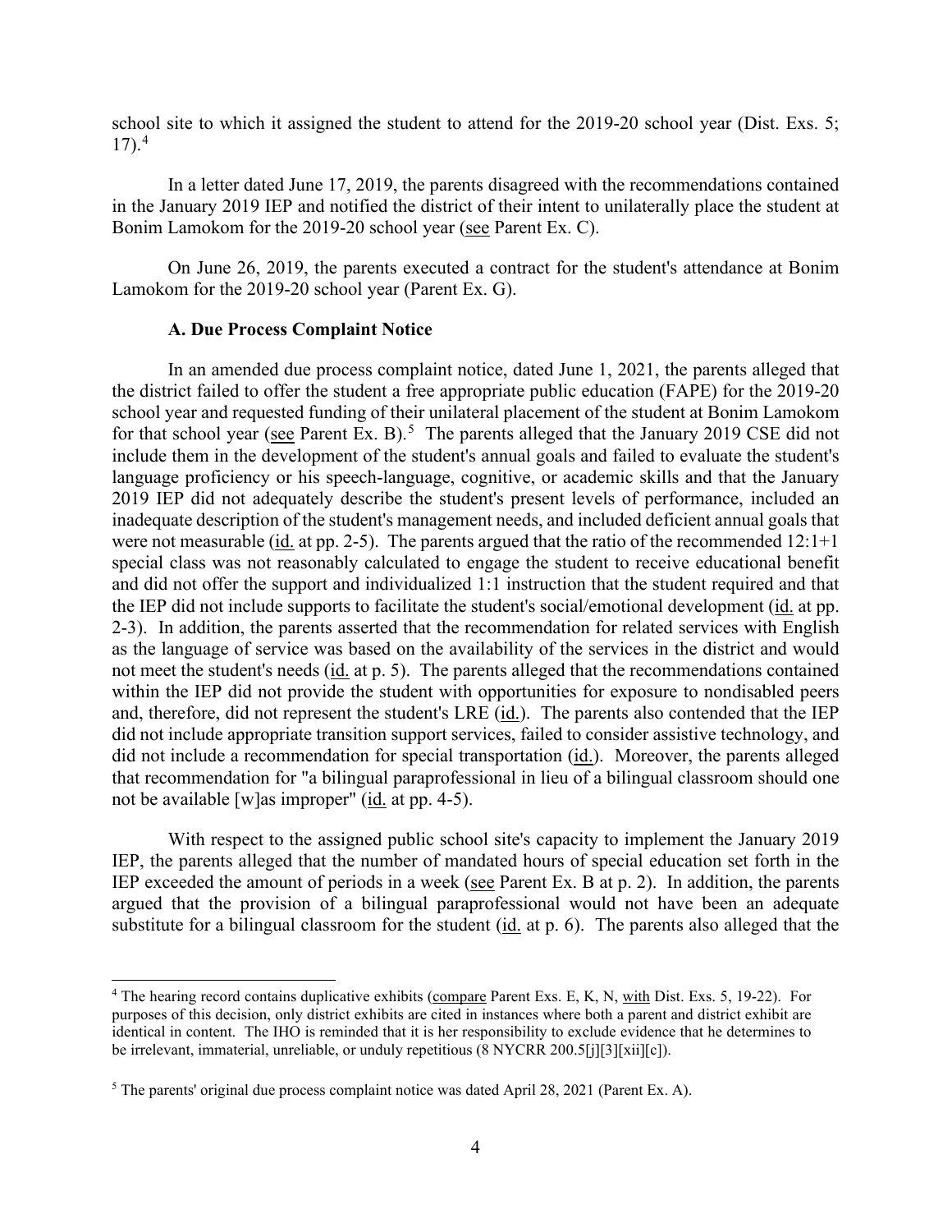school site to which it assigned the student to attend for the 2019-20 school year (Dist. Exs. 5; 17).[4]

In a letter dated June 17, 2019, the parents disagreed with the recommendations contained in the January 2019 IEP and notified the district of their intent to unilaterally place the student at Bonim Lamokom for the 2019-20 school year (see Parent Ex. C).

On June 26, 2019, the parents executed a contract for the student's attendance at Bonim Lamokom for the 2019-20 school year (Parent Ex. G).

### A. Due Process Complaint Notice

In an amended due process complaint notice, dated June 1, 2021, the parents alleged that the district failed to offer the student a free appropriate public education (FAPE) for the 2019-20 school year and requested funding of their unilateral placement of the student at Bonim Lamokom for that school year (see Parent Ex. B).[5] The parents alleged that the January 2019 CSE did not include them in the development of the student's annual goals and failed to evaluate the student's language proficiency or his speech-language, cognitive, or academic skills and that the January 2019 IEP did not adequately describe the student's present levels of performance, included an inadequate description of the student's management needs, and included deficient annual goals that were not measurable (id. at pp. 2-5). The parents argued that the ratio of the recommended 12:1+1 special class was not reasonably calculated to engage the student to receive educational benefit and did not offer the support and individualized 1:1 instruction that the student required and that the IEP did not include supports to facilitate the student's social/emotional development (id. at pp. 2-3). In addition, the parents asserted that the recommendation for related services with English as the language of service was based on the availability of the services in the district and would not meet the student's needs (id. at p. 5). The parents alleged that the recommendations contained within the IEP did not provide the student with opportunities for exposure to nondisabled peers and, therefore, did not represent the student's LRE (id.). The parents also contended that the IEP did not include appropriate transition support services, failed to consider assistive technology, and did not include a recommendation for special transportation (id.). Moreover, the parents alleged that recommendation for "a bilingual paraprofessional in lieu of a bilingual classroom should one not be available [w]as improper" (id. at pp. 4-5).

With respect to the assigned public school site's capacity to implement the January 2019 IEP, the parents alleged that the number of mandated hours of special education set forth in the IEP exceeded the amount of periods in a week (see Parent Ex. B at p. 2). In addition, the parents argued that the provision of a bilingual paraprofessional would not have been an adequate substitute for a bilingual classroom for the student (id. at p. 6). The parents also alleged that the

---

[4] The hearing record contains duplicative exhibits (compare Parent Exs. E, K, N, with Dist. Exs. 5, 19-22). For purposes of this decision, only district exhibits are cited in instances where both a parent and district exhibit are identical in content. The IHO is reminded that it is her responsibility to exclude evidence that he determines to be irrelevant, immaterial, unreliable, or unduly repetitious (8 NYCRR 200.5[j][3][xii][c]).

[5] The parents' original due process complaint notice was dated April 28, 2021 (Parent Ex. A).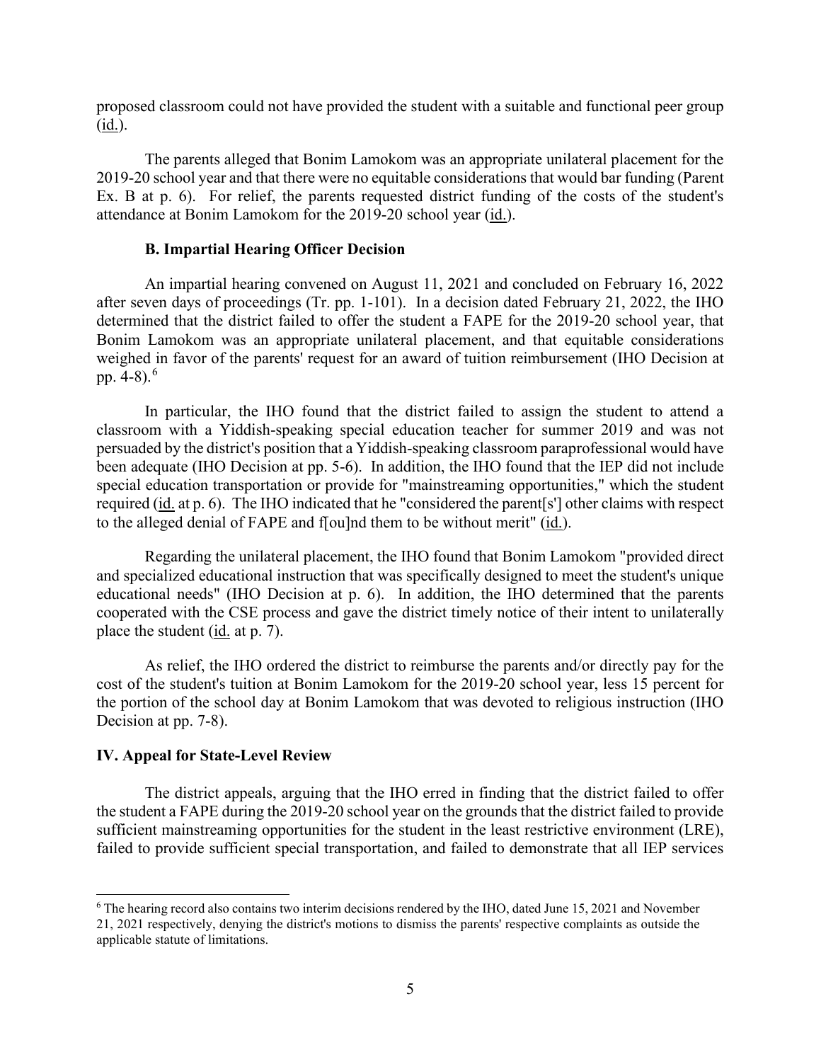proposed classroom could not have provided the student with a suitable and functional peer group (id.).

The parents alleged that Bonim Lamokom was an appropriate unilateral placement for the 2019-20 school year and that there were no equitable considerations that would bar funding (Parent Ex. B at p. 6). For relief, the parents requested district funding of the costs of the student's attendance at Bonim Lamokom for the 2019-20 school year (id.).

### B. Impartial Hearing Officer Decision

An impartial hearing convened on August 11, 2021 and concluded on February 16, 2022 after seven days of proceedings (Tr. pp. 1-101). In a decision dated February 21, 2022, the IHO determined that the district failed to offer the student a FAPE for the 2019-20 school year, that Bonim Lamokom was an appropriate unilateral placement, and that equitable considerations weighed in favor of the parents' request for an award of tuition reimbursement (IHO Decision at pp. 4-8).[6]

In particular, the IHO found that the district failed to assign the student to attend a classroom with a Yiddish-speaking special education teacher for summer 2019 and was not persuaded by the district's position that a Yiddish-speaking classroom paraprofessional would have been adequate (IHO Decision at pp. 5-6). In addition, the IHO found that the IEP did not include special education transportation or provide for "mainstreaming opportunities," which the student required (id. at p. 6). The IHO indicated that he "considered the parent[s'] other claims with respect to the alleged denial of FAPE and f[ou]nd them to be without merit" (id.).

Regarding the unilateral placement, the IHO found that Bonim Lamokom "provided direct and specialized educational instruction that was specifically designed to meet the student's unique educational needs" (IHO Decision at p. 6). In addition, the IHO determined that the parents cooperated with the CSE process and gave the district timely notice of their intent to unilaterally place the student (id. at p. 7).

As relief, the IHO ordered the district to reimburse the parents and/or directly pay for the cost of the student's tuition at Bonim Lamokom for the 2019-20 school year, less 15 percent for the portion of the school day at Bonim Lamokom that was devoted to religious instruction (IHO Decision at pp. 7-8).

## IV. Appeal for State-Level Review

The district appeals, arguing that the IHO erred in finding that the district failed to offer the student a FAPE during the 2019-20 school year on the grounds that the district failed to provide sufficient mainstreaming opportunities for the student in the least restrictive environment (LRE), failed to provide sufficient special transportation, and failed to demonstrate that all IEP services

[6] The hearing record also contains two interim decisions rendered by the IHO, dated June 15, 2021 and November 21, 2021 respectively, denying the district's motions to dismiss the parents' respective complaints as outside the applicable statute of limitations.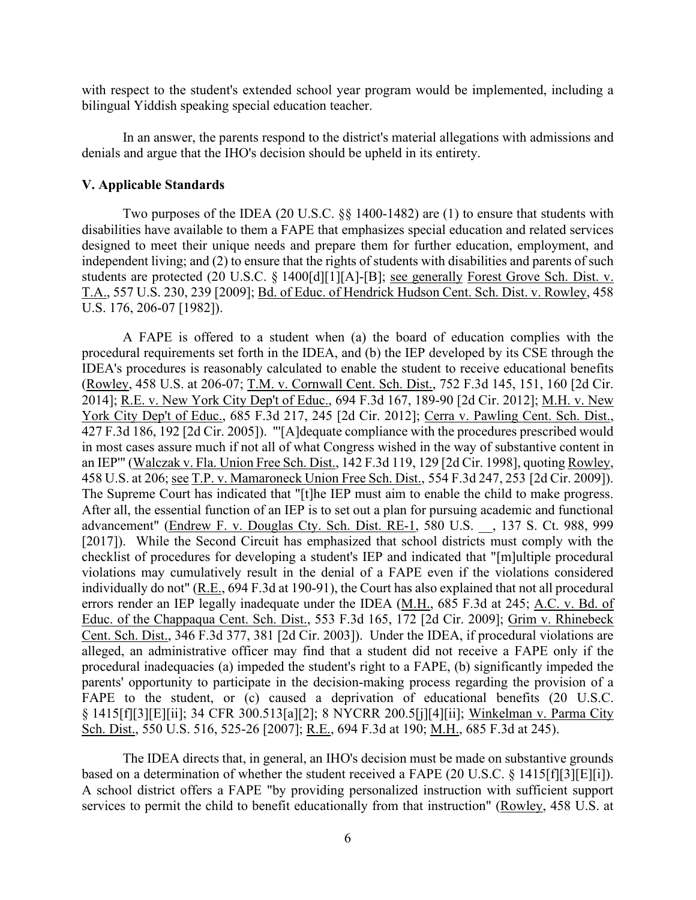with respect to the student's extended school year program would be implemented, including a bilingual Yiddish speaking special education teacher.

In an answer, the parents respond to the district's material allegations with admissions and denials and argue that the IHO's decision should be upheld in its entirety.

## V. Applicable Standards

Two purposes of the IDEA (20 U.S.C. §§ 1400-1482) are (1) to ensure that students with disabilities have available to them a FAPE that emphasizes special education and related services designed to meet their unique needs and prepare them for further education, employment, and independent living; and (2) to ensure that the rights of students with disabilities and parents of such students are protected (20 U.S.C. § 1400[d][1][A]-[B]; see generally Forest Grove Sch. Dist. v. T.A., 557 U.S. 230, 239 [2009]; Bd. of Educ. of Hendrick Hudson Cent. Sch. Dist. v. Rowley, 458 U.S. 176, 206-07 [1982]).

A FAPE is offered to a student when (a) the board of education complies with the procedural requirements set forth in the IDEA, and (b) the IEP developed by its CSE through the IDEA's procedures is reasonably calculated to enable the student to receive educational benefits (Rowley, 458 U.S. at 206-07; T.M. v. Cornwall Cent. Sch. Dist., 752 F.3d 145, 151, 160 [2d Cir. 2014]; R.E. v. New York City Dep't of Educ., 694 F.3d 167, 189-90 [2d Cir. 2012]; M.H. v. New York City Dep't of Educ., 685 F.3d 217, 245 [2d Cir. 2012]; Cerra v. Pawling Cent. Sch. Dist., 427 F.3d 186, 192 [2d Cir. 2005]). "'[A]dequate compliance with the procedures prescribed would in most cases assure much if not all of what Congress wished in the way of substantive content in an IEP'" (Walczak v. Fla. Union Free Sch. Dist., 142 F.3d 119, 129 [2d Cir. 1998], quoting Rowley, 458 U.S. at 206; see T.P. v. Mamaroneck Union Free Sch. Dist., 554 F.3d 247, 253 [2d Cir. 2009]). The Supreme Court has indicated that "[t]he IEP must aim to enable the child to make progress. After all, the essential function of an IEP is to set out a plan for pursuing academic and functional advancement" (Endrew F. v. Douglas Cty. Sch. Dist. RE-1, 580 U.S. __, 137 S. Ct. 988, 999 [2017]). While the Second Circuit has emphasized that school districts must comply with the checklist of procedures for developing a student's IEP and indicated that "[m]ultiple procedural violations may cumulatively result in the denial of a FAPE even if the violations considered individually do not" (R.E., 694 F.3d at 190-91), the Court has also explained that not all procedural errors render an IEP legally inadequate under the IDEA (M.H., 685 F.3d at 245; A.C. v. Bd. of Educ. of the Chappaqua Cent. Sch. Dist., 553 F.3d 165, 172 [2d Cir. 2009]; Grim v. Rhinebeck Cent. Sch. Dist., 346 F.3d 377, 381 [2d Cir. 2003]). Under the IDEA, if procedural violations are alleged, an administrative officer may find that a student did not receive a FAPE only if the procedural inadequacies (a) impeded the student's right to a FAPE, (b) significantly impeded the parents' opportunity to participate in the decision-making process regarding the provision of a FAPE to the student, or (c) caused a deprivation of educational benefits (20 U.S.C. § 1415[f][3][E][ii]; 34 CFR 300.513[a][2]; 8 NYCRR 200.5[j][4][ii]; Winkelman v. Parma City Sch. Dist., 550 U.S. 516, 525-26 [2007]; R.E., 694 F.3d at 190; M.H., 685 F.3d at 245).

The IDEA directs that, in general, an IHO's decision must be made on substantive grounds based on a determination of whether the student received a FAPE (20 U.S.C. § 1415[f][3][E][i]). A school district offers a FAPE "by providing personalized instruction with sufficient support services to permit the child to benefit educationally from that instruction" (Rowley, 458 U.S. at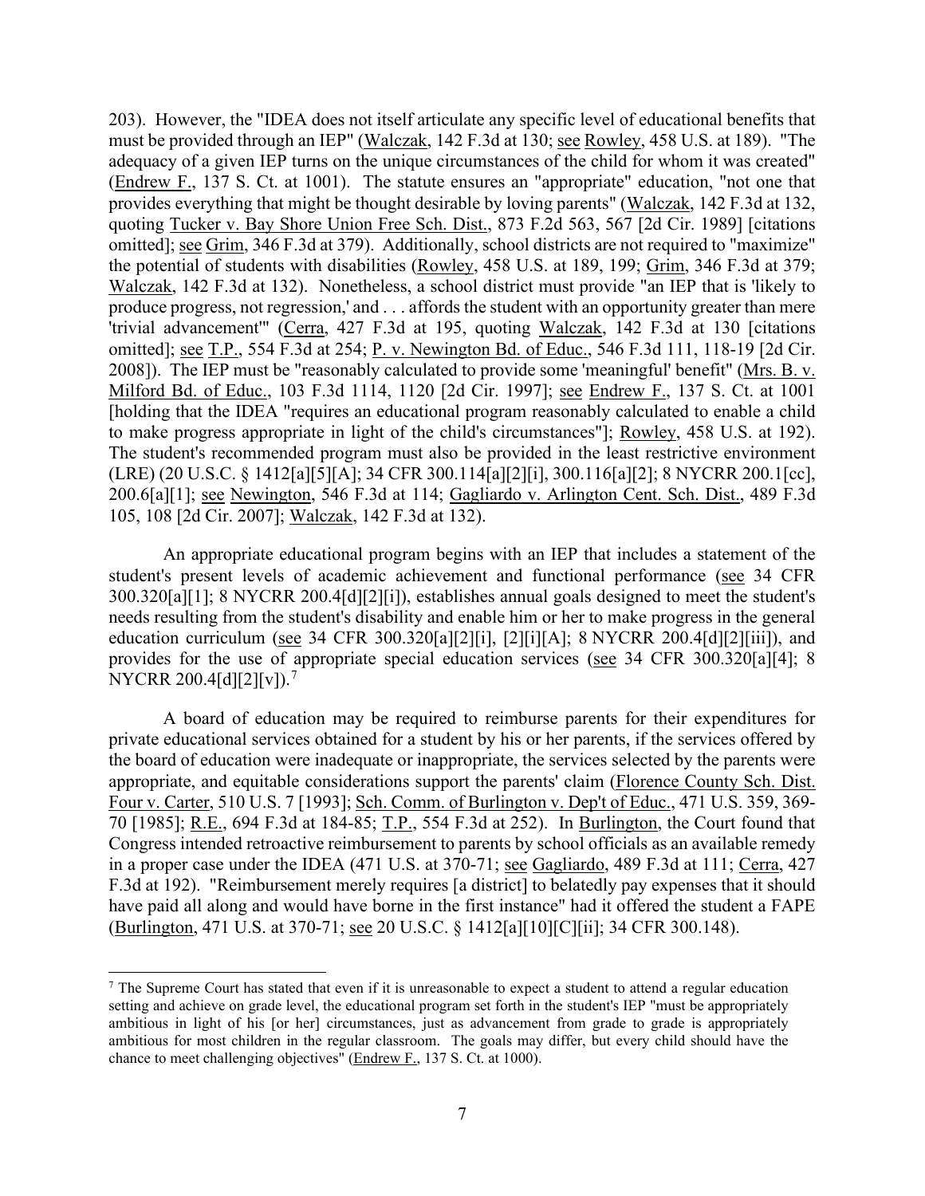203). However, the "IDEA does not itself articulate any specific level of educational benefits that must be provided through an IEP" (Walczak, 142 F.3d at 130; see Rowley, 458 U.S. at 189). "The adequacy of a given IEP turns on the unique circumstances of the child for whom it was created" (Endrew F., 137 S. Ct. at 1001). The statute ensures an "appropriate" education, "not one that provides everything that might be thought desirable by loving parents" (Walczak, 142 F.3d at 132, quoting Tucker v. Bay Shore Union Free Sch. Dist., 873 F.2d 563, 567 [2d Cir. 1989] [citations omitted]; see Grim, 346 F.3d at 379). Additionally, school districts are not required to "maximize" the potential of students with disabilities (Rowley, 458 U.S. at 189, 199; Grim, 346 F.3d at 379; Walczak, 142 F.3d at 132). Nonetheless, a school district must provide "an IEP that is 'likely to produce progress, not regression,' and . . . affords the student with an opportunity greater than mere 'trivial advancement'" (Cerra, 427 F.3d at 195, quoting Walczak, 142 F.3d at 130 [citations omitted]; see T.P., 554 F.3d at 254; P. v. Newington Bd. of Educ., 546 F.3d 111, 118-19 [2d Cir. 2008]). The IEP must be "reasonably calculated to provide some 'meaningful' benefit" (Mrs. B. v. Milford Bd. of Educ., 103 F.3d 1114, 1120 [2d Cir. 1997]; see Endrew F., 137 S. Ct. at 1001 [holding that the IDEA "requires an educational program reasonably calculated to enable a child to make progress appropriate in light of the child's circumstances"]; Rowley, 458 U.S. at 192). The student's recommended program must also be provided in the least restrictive environment (LRE) (20 U.S.C. § 1412[a][5][A]; 34 CFR 300.114[a][2][i], 300.116[a][2]; 8 NYCRR 200.1[cc], 200.6[a][1]; see Newington, 546 F.3d at 114; Gagliardo v. Arlington Cent. Sch. Dist., 489 F.3d 105, 108 [2d Cir. 2007]; Walczak, 142 F.3d at 132).

An appropriate educational program begins with an IEP that includes a statement of the student's present levels of academic achievement and functional performance (see 34 CFR 300.320[a][1]; 8 NYCRR 200.4[d][2][i]), establishes annual goals designed to meet the student's needs resulting from the student's disability and enable him or her to make progress in the general education curriculum (see 34 CFR 300.320[a][2][i], [2][i][A]; 8 NYCRR 200.4[d][2][iii]), and provides for the use of appropriate special education services (see 34 CFR 300.320[a][4]; 8 NYCRR 200.4[d][2][v]).[7]

A board of education may be required to reimburse parents for their expenditures for private educational services obtained for a student by his or her parents, if the services offered by the board of education were inadequate or inappropriate, the services selected by the parents were appropriate, and equitable considerations support the parents' claim (Florence County Sch. Dist. Four v. Carter, 510 U.S. 7 [1993]; Sch. Comm. of Burlington v. Dep't of Educ., 471 U.S. 359, 369-70 [1985]; R.E., 694 F.3d at 184-85; T.P., 554 F.3d at 252). In Burlington, the Court found that Congress intended retroactive reimbursement to parents by school officials as an available remedy in a proper case under the IDEA (471 U.S. at 370-71; see Gagliardo, 489 F.3d at 111; Cerra, 427 F.3d at 192). "Reimbursement merely requires [a district] to belatedly pay expenses that it should have paid all along and would have borne in the first instance" had it offered the student a FAPE (Burlington, 471 U.S. at 370-71; see 20 U.S.C. § 1412[a][10][C][ii]; 34 CFR 300.148).

---

[7] The Supreme Court has stated that even if it is unreasonable to expect a student to attend a regular education setting and achieve on grade level, the educational program set forth in the student's IEP "must be appropriately ambitious in light of his [or her] circumstances, just as advancement from grade to grade is appropriately ambitious for most children in the regular classroom. The goals may differ, but every child should have the chance to meet challenging objectives" (Endrew F., 137 S. Ct. at 1000).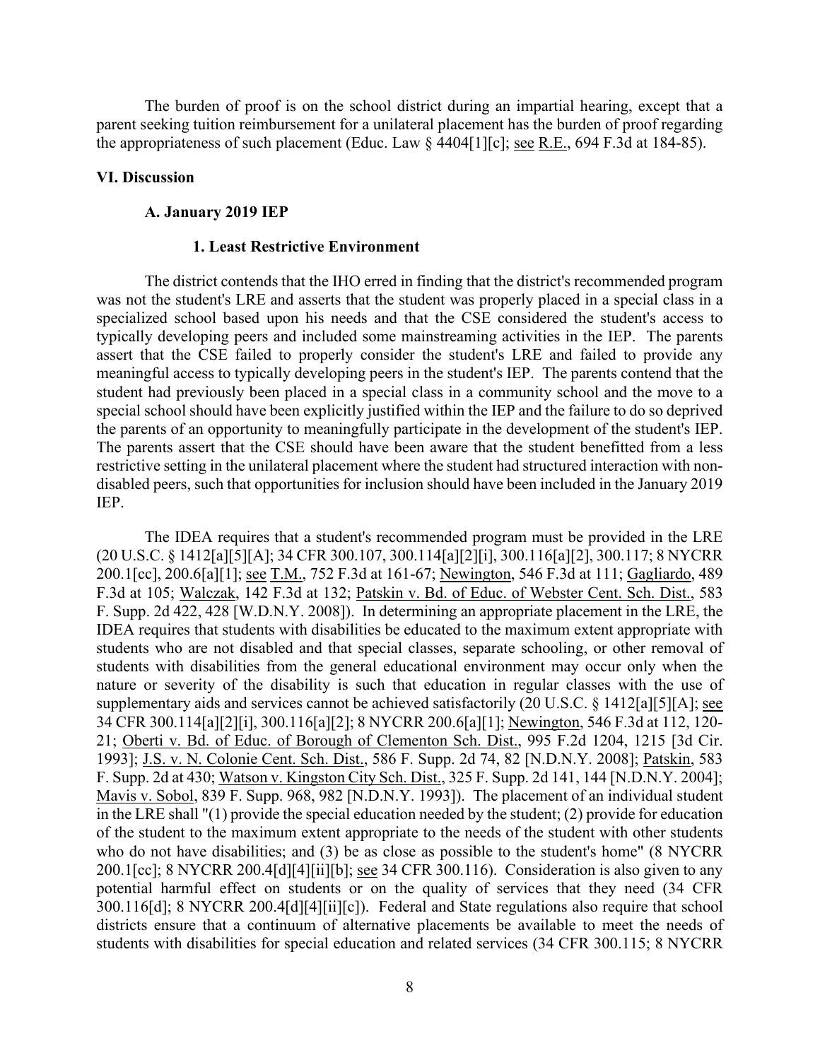The burden of proof is on the school district during an impartial hearing, except that a parent seeking tuition reimbursement for a unilateral placement has the burden of proof regarding the appropriateness of such placement (Educ. Law § 4404[1][c]; see R.E., 694 F.3d at 184-85).

## VI. Discussion

### A. January 2019 IEP

#### 1. Least Restrictive Environment

The district contends that the IHO erred in finding that the district's recommended program was not the student's LRE and asserts that the student was properly placed in a special class in a specialized school based upon his needs and that the CSE considered the student's access to typically developing peers and included some mainstreaming activities in the IEP. The parents assert that the CSE failed to properly consider the student's LRE and failed to provide any meaningful access to typically developing peers in the student's IEP. The parents contend that the student had previously been placed in a special class in a community school and the move to a special school should have been explicitly justified within the IEP and the failure to do so deprived the parents of an opportunity to meaningfully participate in the development of the student's IEP. The parents assert that the CSE should have been aware that the student benefitted from a less restrictive setting in the unilateral placement where the student had structured interaction with non-disabled peers, such that opportunities for inclusion should have been included in the January 2019 IEP.

The IDEA requires that a student's recommended program must be provided in the LRE (20 U.S.C. § 1412[a][5][A]; 34 CFR 300.107, 300.114[a][2][i], 300.116[a][2], 300.117; 8 NYCRR 200.1[cc], 200.6[a][1]; see T.M., 752 F.3d at 161-67; Newington, 546 F.3d at 111; Gagliardo, 489 F.3d at 105; Walczak, 142 F.3d at 132; Patskin v. Bd. of Educ. of Webster Cent. Sch. Dist., 583 F. Supp. 2d 422, 428 [W.D.N.Y. 2008]). In determining an appropriate placement in the LRE, the IDEA requires that students with disabilities be educated to the maximum extent appropriate with students who are not disabled and that special classes, separate schooling, or other removal of students with disabilities from the general educational environment may occur only when the nature or severity of the disability is such that education in regular classes with the use of supplementary aids and services cannot be achieved satisfactorily (20 U.S.C. § 1412[a][5][A]; see 34 CFR 300.114[a][2][i], 300.116[a][2]; 8 NYCRR 200.6[a][1]; Newington, 546 F.3d at 112, 120-21; Oberti v. Bd. of Educ. of Borough of Clementon Sch. Dist., 995 F.2d 1204, 1215 [3d Cir. 1993]; J.S. v. N. Colonie Cent. Sch. Dist., 586 F. Supp. 2d 74, 82 [N.D.N.Y. 2008]; Patskin, 583 F. Supp. 2d at 430; Watson v. Kingston City Sch. Dist., 325 F. Supp. 2d 141, 144 [N.D.N.Y. 2004]; Mavis v. Sobol, 839 F. Supp. 968, 982 [N.D.N.Y. 1993]). The placement of an individual student in the LRE shall "(1) provide the special education needed by the student; (2) provide for education of the student to the maximum extent appropriate to the needs of the student with other students who do not have disabilities; and (3) be as close as possible to the student's home" (8 NYCRR 200.1[cc]; 8 NYCRR 200.4[d][4][ii][b]; see 34 CFR 300.116). Consideration is also given to any potential harmful effect on students or on the quality of services that they need (34 CFR 300.116[d]; 8 NYCRR 200.4[d][4][ii][c]). Federal and State regulations also require that school districts ensure that a continuum of alternative placements be available to meet the needs of students with disabilities for special education and related services (34 CFR 300.115; 8 NYCRR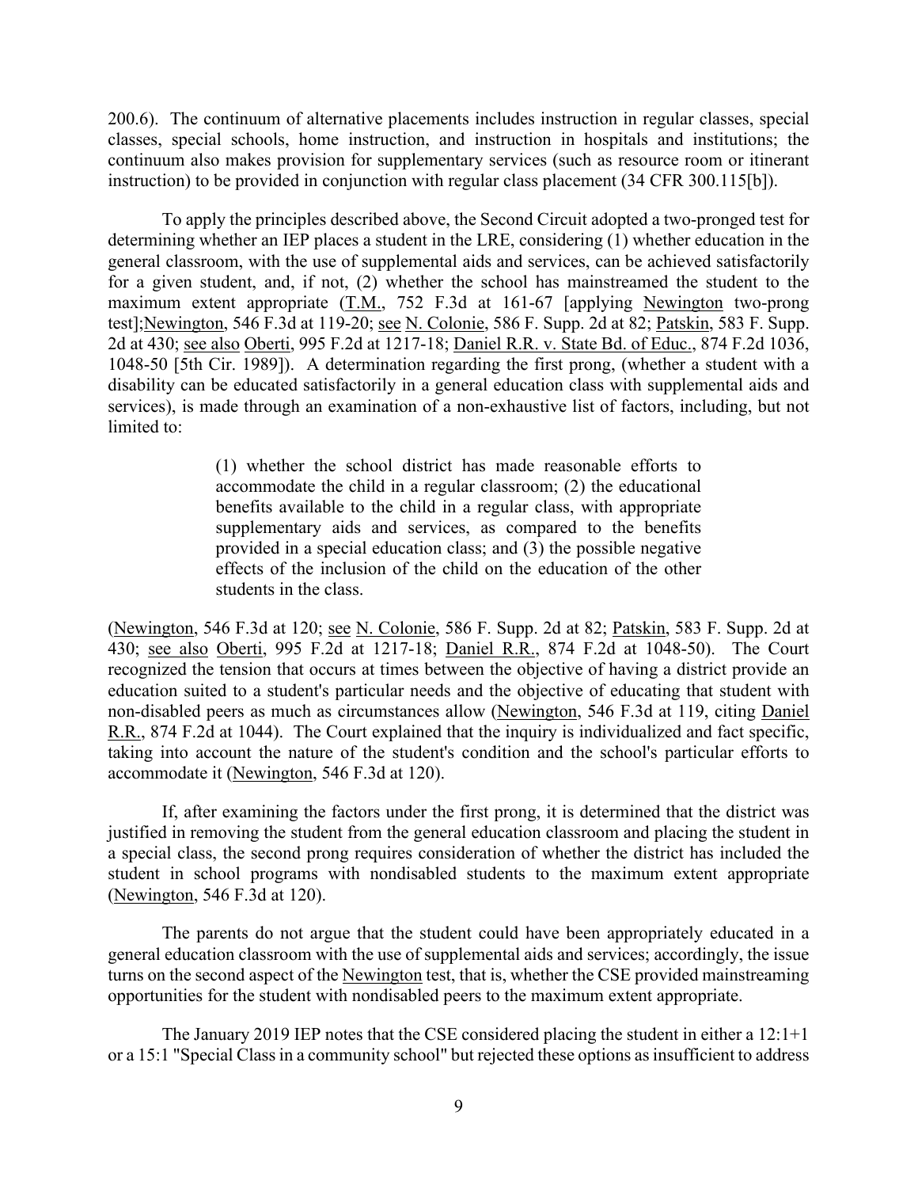200.6). The continuum of alternative placements includes instruction in regular classes, special classes, special schools, home instruction, and instruction in hospitals and institutions; the continuum also makes provision for supplementary services (such as resource room or itinerant instruction) to be provided in conjunction with regular class placement (34 CFR 300.115[b]).

To apply the principles described above, the Second Circuit adopted a two-pronged test for determining whether an IEP places a student in the LRE, considering (1) whether education in the general classroom, with the use of supplemental aids and services, can be achieved satisfactorily for a given student, and, if not, (2) whether the school has mainstreamed the student to the maximum extent appropriate (T.M., 752 F.3d at 161-67 [applying Newington two-prong test];Newington, 546 F.3d at 119-20; see N. Colonie, 586 F. Supp. 2d at 82; Patskin, 583 F. Supp. 2d at 430; see also Oberti, 995 F.2d at 1217-18; Daniel R.R. v. State Bd. of Educ., 874 F.2d 1036, 1048-50 [5th Cir. 1989]). A determination regarding the first prong, (whether a student with a disability can be educated satisfactorily in a general education class with supplemental aids and services), is made through an examination of a non-exhaustive list of factors, including, but not limited to:

> (1) whether the school district has made reasonable efforts to accommodate the child in a regular classroom; (2) the educational benefits available to the child in a regular class, with appropriate supplementary aids and services, as compared to the benefits provided in a special education class; and (3) the possible negative effects of the inclusion of the child on the education of the other students in the class.

(Newington, 546 F.3d at 120; see N. Colonie, 586 F. Supp. 2d at 82; Patskin, 583 F. Supp. 2d at 430; see also Oberti, 995 F.2d at 1217-18; Daniel R.R., 874 F.2d at 1048-50). The Court recognized the tension that occurs at times between the objective of having a district provide an education suited to a student's particular needs and the objective of educating that student with non-disabled peers as much as circumstances allow (Newington, 546 F.3d at 119, citing Daniel R.R., 874 F.2d at 1044). The Court explained that the inquiry is individualized and fact specific, taking into account the nature of the student's condition and the school's particular efforts to accommodate it (Newington, 546 F.3d at 120).

If, after examining the factors under the first prong, it is determined that the district was justified in removing the student from the general education classroom and placing the student in a special class, the second prong requires consideration of whether the district has included the student in school programs with nondisabled students to the maximum extent appropriate (Newington, 546 F.3d at 120).

The parents do not argue that the student could have been appropriately educated in a general education classroom with the use of supplemental aids and services; accordingly, the issue turns on the second aspect of the Newington test, that is, whether the CSE provided mainstreaming opportunities for the student with nondisabled peers to the maximum extent appropriate.

The January 2019 IEP notes that the CSE considered placing the student in either a 12:1+1 or a 15:1 "Special Class in a community school" but rejected these options as insufficient to address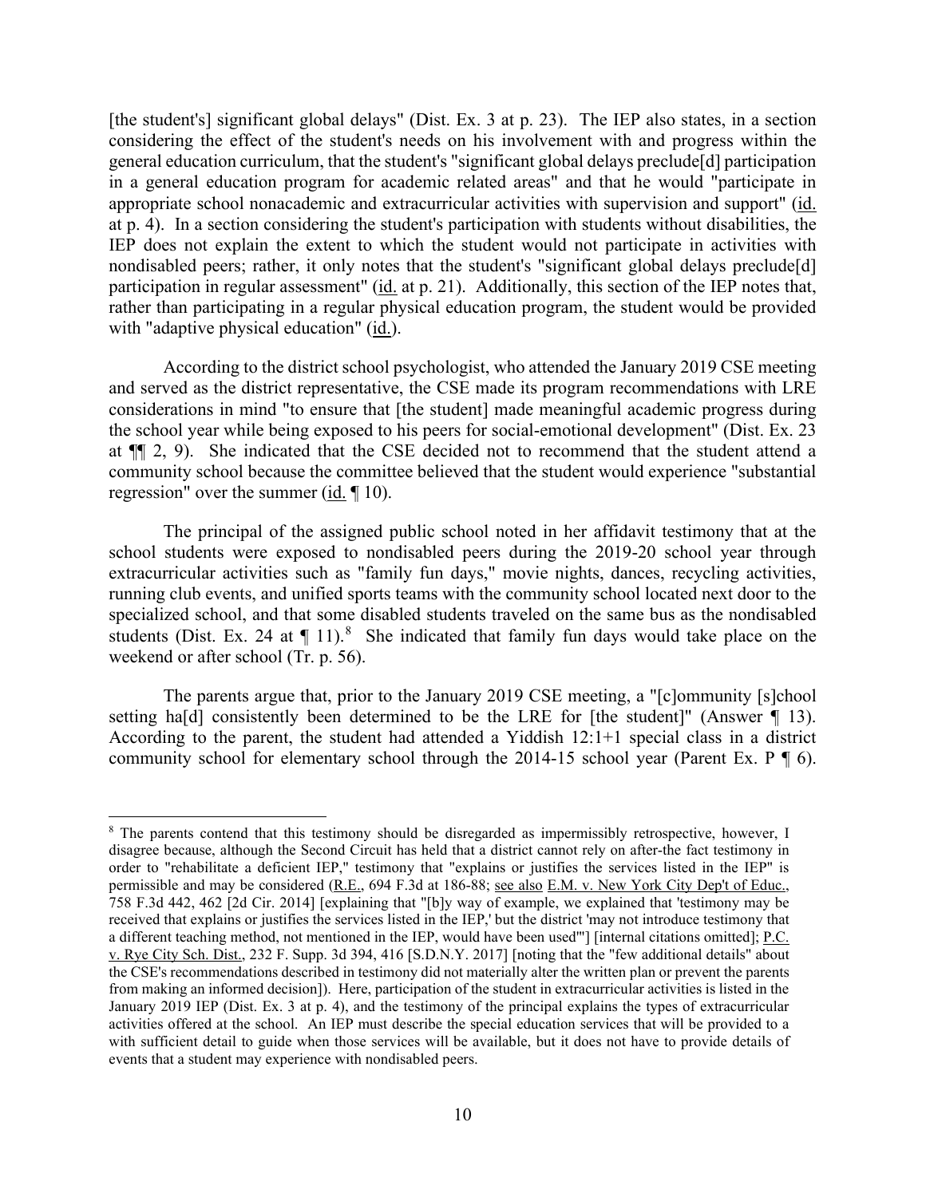[the student's] significant global delays" (Dist. Ex. 3 at p. 23). The IEP also states, in a section considering the effect of the student's needs on his involvement with and progress within the general education curriculum, that the student's "significant global delays preclude[d] participation in a general education program for academic related areas" and that he would "participate in appropriate school nonacademic and extracurricular activities with supervision and support" (id. at p. 4). In a section considering the student's participation with students without disabilities, the IEP does not explain the extent to which the student would not participate in activities with nondisabled peers; rather, it only notes that the student's "significant global delays preclude[d] participation in regular assessment" (id. at p. 21). Additionally, this section of the IEP notes that, rather than participating in a regular physical education program, the student would be provided with "adaptive physical education" (id.).

According to the district school psychologist, who attended the January 2019 CSE meeting and served as the district representative, the CSE made its program recommendations with LRE considerations in mind "to ensure that [the student] made meaningful academic progress during the school year while being exposed to his peers for social-emotional development" (Dist. Ex. 23 at ¶¶ 2, 9). She indicated that the CSE decided not to recommend that the student attend a community school because the committee believed that the student would experience "substantial regression" over the summer (id. ¶ 10).

The principal of the assigned public school noted in her affidavit testimony that at the school students were exposed to nondisabled peers during the 2019-20 school year through extracurricular activities such as "family fun days," movie nights, dances, recycling activities, running club events, and unified sports teams with the community school located next door to the specialized school, and that some disabled students traveled on the same bus as the nondisabled students (Dist. Ex. 24 at ¶ 11).[8] She indicated that family fun days would take place on the weekend or after school (Tr. p. 56).

The parents argue that, prior to the January 2019 CSE meeting, a "[c]ommunity [s]chool setting ha[d] consistently been determined to be the LRE for [the student]" (Answer ¶ 13). According to the parent, the student had attended a Yiddish 12:1+1 special class in a district community school for elementary school through the 2014-15 school year (Parent Ex. P ¶ 6).

---

[8] The parents contend that this testimony should be disregarded as impermissibly retrospective, however, I disagree because, although the Second Circuit has held that a district cannot rely on after-the fact testimony in order to "rehabilitate a deficient IEP," testimony that "explains or justifies the services listed in the IEP" is permissible and may be considered (R.E., 694 F.3d at 186-88; see also E.M. v. New York City Dep't of Educ., 758 F.3d 442, 462 [2d Cir. 2014] [explaining that "[b]y way of example, we explained that 'testimony may be received that explains or justifies the services listed in the IEP,' but the district 'may not introduce testimony that a different teaching method, not mentioned in the IEP, would have been used'"] [internal citations omitted]; P.C. v. Rye City Sch. Dist., 232 F. Supp. 3d 394, 416 [S.D.N.Y. 2017] [noting that the "few additional details" about the CSE's recommendations described in testimony did not materially alter the written plan or prevent the parents from making an informed decision]). Here, participation of the student in extracurricular activities is listed in the January 2019 IEP (Dist. Ex. 3 at p. 4), and the testimony of the principal explains the types of extracurricular activities offered at the school. An IEP must describe the special education services that will be provided to a with sufficient detail to guide when those services will be available, but it does not have to provide details of events that a student may experience with nondisabled peers.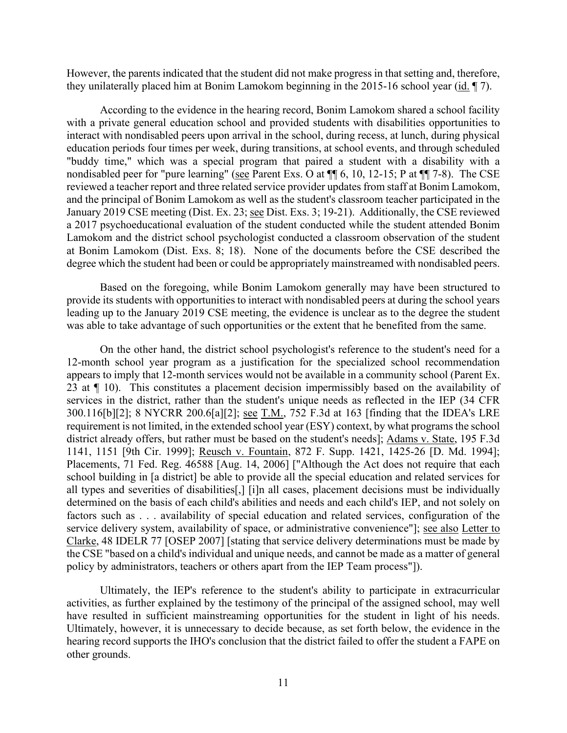However, the parents indicated that the student did not make progress in that setting and, therefore, they unilaterally placed him at Bonim Lamokom beginning in the 2015-16 school year (id. ¶ 7).

According to the evidence in the hearing record, Bonim Lamokom shared a school facility with a private general education school and provided students with disabilities opportunities to interact with nondisabled peers upon arrival in the school, during recess, at lunch, during physical education periods four times per week, during transitions, at school events, and through scheduled "buddy time," which was a special program that paired a student with a disability with a nondisabled peer for "pure learning" (see Parent Exs. O at ¶¶ 6, 10, 12-15; P at ¶¶ 7-8). The CSE reviewed a teacher report and three related service provider updates from staff at Bonim Lamokom, and the principal of Bonim Lamokom as well as the student's classroom teacher participated in the January 2019 CSE meeting (Dist. Ex. 23; see Dist. Exs. 3; 19-21). Additionally, the CSE reviewed a 2017 psychoeducational evaluation of the student conducted while the student attended Bonim Lamokom and the district school psychologist conducted a classroom observation of the student at Bonim Lamokom (Dist. Exs. 8; 18). None of the documents before the CSE described the degree which the student had been or could be appropriately mainstreamed with nondisabled peers.

Based on the foregoing, while Bonim Lamokom generally may have been structured to provide its students with opportunities to interact with nondisabled peers at during the school years leading up to the January 2019 CSE meeting, the evidence is unclear as to the degree the student was able to take advantage of such opportunities or the extent that he benefited from the same.

On the other hand, the district school psychologist's reference to the student's need for a 12-month school year program as a justification for the specialized school recommendation appears to imply that 12-month services would not be available in a community school (Parent Ex. 23 at ¶ 10). This constitutes a placement decision impermissibly based on the availability of services in the district, rather than the student's unique needs as reflected in the IEP (34 CFR 300.116[b][2]; 8 NYCRR 200.6[a][2]; see T.M., 752 F.3d at 163 [finding that the IDEA's LRE requirement is not limited, in the extended school year (ESY) context, by what programs the school district already offers, but rather must be based on the student's needs]; Adams v. State, 195 F.3d 1141, 1151 [9th Cir. 1999]; Reusch v. Fountain, 872 F. Supp. 1421, 1425-26 [D. Md. 1994]; Placements, 71 Fed. Reg. 46588 [Aug. 14, 2006] ["Although the Act does not require that each school building in [a district] be able to provide all the special education and related services for all types and severities of disabilities[,] [i]n all cases, placement decisions must be individually determined on the basis of each child's abilities and needs and each child's IEP, and not solely on factors such as . . . availability of special education and related services, configuration of the service delivery system, availability of space, or administrative convenience"]; see also Letter to Clarke, 48 IDELR 77 [OSEP 2007] [stating that service delivery determinations must be made by the CSE "based on a child's individual and unique needs, and cannot be made as a matter of general policy by administrators, teachers or others apart from the IEP Team process"]).

Ultimately, the IEP's reference to the student's ability to participate in extracurricular activities, as further explained by the testimony of the principal of the assigned school, may well have resulted in sufficient mainstreaming opportunities for the student in light of his needs. Ultimately, however, it is unnecessary to decide because, as set forth below, the evidence in the hearing record supports the IHO's conclusion that the district failed to offer the student a FAPE on other grounds.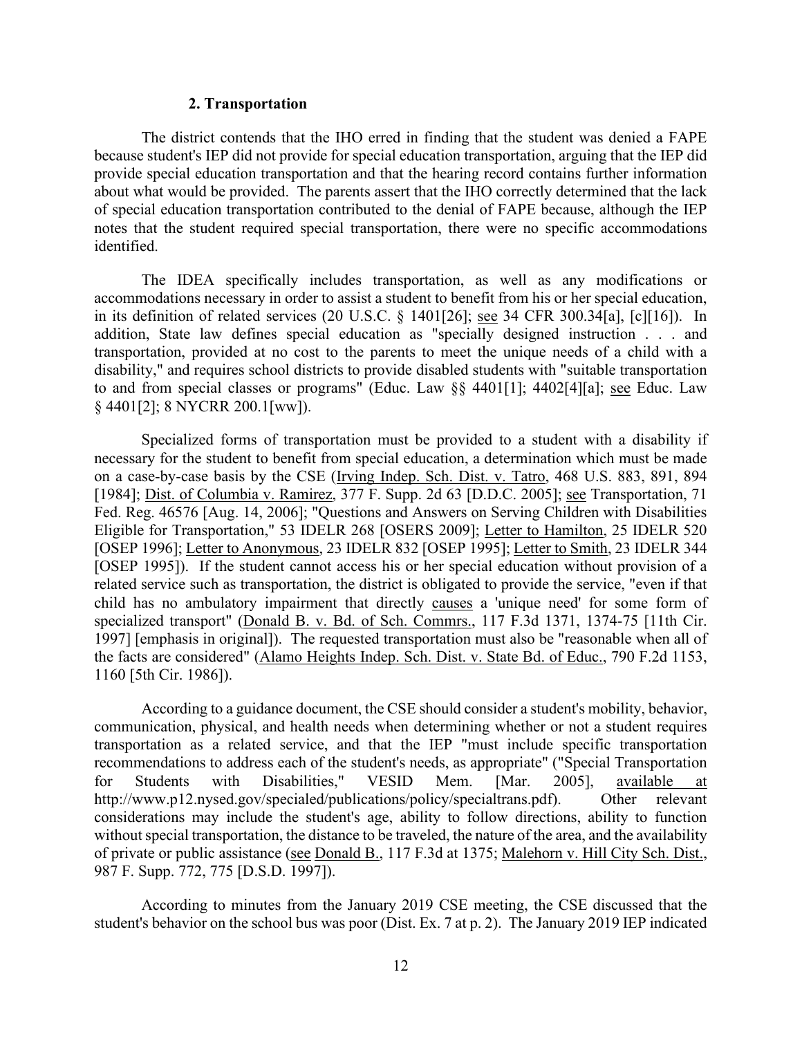#### 2. Transportation

The district contends that the IHO erred in finding that the student was denied a FAPE because student's IEP did not provide for special education transportation, arguing that the IEP did provide special education transportation and that the hearing record contains further information about what would be provided. The parents assert that the IHO correctly determined that the lack of special education transportation contributed to the denial of FAPE because, although the IEP notes that the student required special transportation, there were no specific accommodations identified.

The IDEA specifically includes transportation, as well as any modifications or accommodations necessary in order to assist a student to benefit from his or her special education, in its definition of related services (20 U.S.C. § 1401[26]; see 34 CFR 300.34[a], [c][16]). In addition, State law defines special education as "specially designed instruction . . . and transportation, provided at no cost to the parents to meet the unique needs of a child with a disability," and requires school districts to provide disabled students with "suitable transportation to and from special classes or programs" (Educ. Law §§ 4401[1]; 4402[4][a]; see Educ. Law § 4401[2]; 8 NYCRR 200.1[ww]).

Specialized forms of transportation must be provided to a student with a disability if necessary for the student to benefit from special education, a determination which must be made on a case-by-case basis by the CSE (Irving Indep. Sch. Dist. v. Tatro, 468 U.S. 883, 891, 894 [1984]; Dist. of Columbia v. Ramirez, 377 F. Supp. 2d 63 [D.D.C. 2005]; see Transportation, 71 Fed. Reg. 46576 [Aug. 14, 2006]; "Questions and Answers on Serving Children with Disabilities Eligible for Transportation," 53 IDELR 268 [OSERS 2009]; Letter to Hamilton, 25 IDELR 520 [OSEP 1996]; Letter to Anonymous, 23 IDELR 832 [OSEP 1995]; Letter to Smith, 23 IDELR 344 [OSEP 1995]). If the student cannot access his or her special education without provision of a related service such as transportation, the district is obligated to provide the service, "even if that child has no ambulatory impairment that directly causes a 'unique need' for some form of specialized transport" (Donald B. v. Bd. of Sch. Commrs., 117 F.3d 1371, 1374-75 [11th Cir. 1997] [emphasis in original]). The requested transportation must also be "reasonable when all of the facts are considered" (Alamo Heights Indep. Sch. Dist. v. State Bd. of Educ., 790 F.2d 1153, 1160 [5th Cir. 1986]).

According to a guidance document, the CSE should consider a student's mobility, behavior, communication, physical, and health needs when determining whether or not a student requires transportation as a related service, and that the IEP "must include specific transportation recommendations to address each of the student's needs, as appropriate" ("Special Transportation for Students with Disabilities," VESID Mem. [Mar. 2005], available at http://www.p12.nysed.gov/specialed/publications/policy/specialtrans.pdf). Other relevant considerations may include the student's age, ability to follow directions, ability to function without special transportation, the distance to be traveled, the nature of the area, and the availability of private or public assistance (see Donald B., 117 F.3d at 1375; Malehorn v. Hill City Sch. Dist., 987 F. Supp. 772, 775 [D.S.D. 1997]).

According to minutes from the January 2019 CSE meeting, the CSE discussed that the student's behavior on the school bus was poor (Dist. Ex. 7 at p. 2). The January 2019 IEP indicated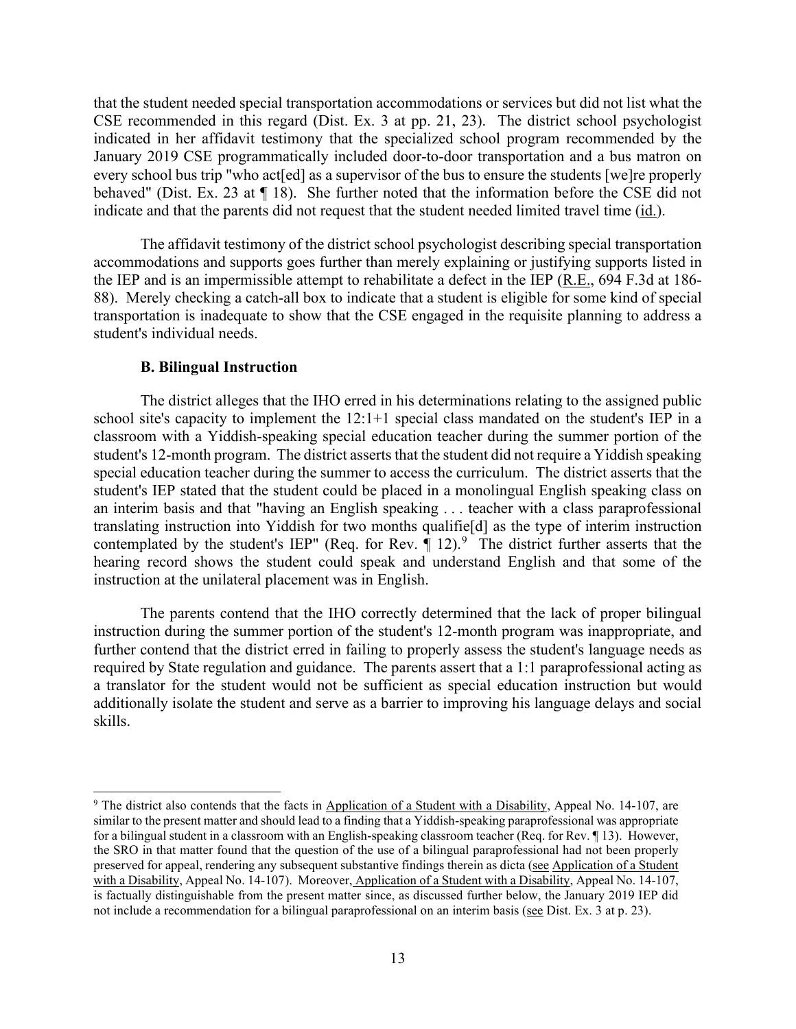that the student needed special transportation accommodations or services but did not list what the CSE recommended in this regard (Dist. Ex. 3 at pp. 21, 23). The district school psychologist indicated in her affidavit testimony that the specialized school program recommended by the January 2019 CSE programmatically included door-to-door transportation and a bus matron on every school bus trip "who act[ed] as a supervisor of the bus to ensure the students [we]re properly behaved" (Dist. Ex. 23 at ¶ 18). She further noted that the information before the CSE did not indicate and that the parents did not request that the student needed limited travel time (id.).

The affidavit testimony of the district school psychologist describing special transportation accommodations and supports goes further than merely explaining or justifying supports listed in the IEP and is an impermissible attempt to rehabilitate a defect in the IEP (R.E., 694 F.3d at 186-88). Merely checking a catch-all box to indicate that a student is eligible for some kind of special transportation is inadequate to show that the CSE engaged in the requisite planning to address a student's individual needs.

### B. Bilingual Instruction

The district alleges that the IHO erred in his determinations relating to the assigned public school site's capacity to implement the 12:1+1 special class mandated on the student's IEP in a classroom with a Yiddish-speaking special education teacher during the summer portion of the student's 12-month program. The district asserts that the student did not require a Yiddish speaking special education teacher during the summer to access the curriculum. The district asserts that the student's IEP stated that the student could be placed in a monolingual English speaking class on an interim basis and that "having an English speaking . . . teacher with a class paraprofessional translating instruction into Yiddish for two months qualifie[d] as the type of interim instruction contemplated by the student's IEP" (Req. for Rev. ¶ 12).[9] The district further asserts that the hearing record shows the student could speak and understand English and that some of the instruction at the unilateral placement was in English.

The parents contend that the IHO correctly determined that the lack of proper bilingual instruction during the summer portion of the student's 12-month program was inappropriate, and further contend that the district erred in failing to properly assess the student's language needs as required by State regulation and guidance. The parents assert that a 1:1 paraprofessional acting as a translator for the student would not be sufficient as special education instruction but would additionally isolate the student and serve as a barrier to improving his language delays and social skills.

---

[9] The district also contends that the facts in Application of a Student with a Disability, Appeal No. 14-107, are similar to the present matter and should lead to a finding that a Yiddish-speaking paraprofessional was appropriate for a bilingual student in a classroom with an English-speaking classroom teacher (Req. for Rev. ¶ 13). However, the SRO in that matter found that the question of the use of a bilingual paraprofessional had not been properly preserved for appeal, rendering any subsequent substantive findings therein as dicta (see Application of a Student with a Disability, Appeal No. 14-107). Moreover, Application of a Student with a Disability, Appeal No. 14-107, is factually distinguishable from the present matter since, as discussed further below, the January 2019 IEP did not include a recommendation for a bilingual paraprofessional on an interim basis (see Dist. Ex. 3 at p. 23).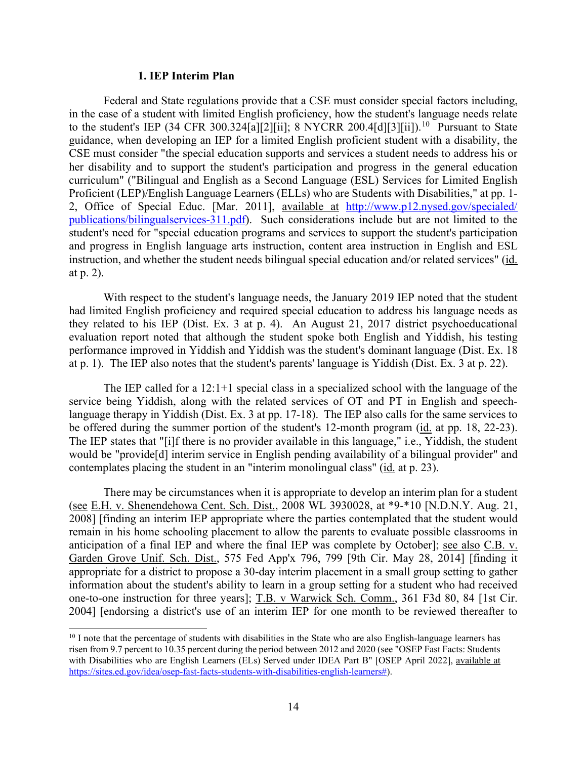### 1. IEP Interim Plan

Federal and State regulations provide that a CSE must consider special factors including, in the case of a student with limited English proficiency, how the student's language needs relate to the student's IEP (34 CFR 300.324[a][2][ii]; 8 NYCRR 200.4[d][3][ii]).[10] Pursuant to State guidance, when developing an IEP for a limited English proficient student with a disability, the CSE must consider "the special education supports and services a student needs to address his or her disability and to support the student's participation and progress in the general education curriculum" ("Bilingual and English as a Second Language (ESL) Services for Limited English Proficient (LEP)/English Language Learners (ELLs) who are Students with Disabilities," at pp. 1-2, Office of Special Educ. [Mar. 2011], available at http://www.p12.nysed.gov/specialed/publications/bilingualservices-311.pdf). Such considerations include but are not limited to the student's need for "special education programs and services to support the student's participation and progress in English language arts instruction, content area instruction in English and ESL instruction, and whether the student needs bilingual special education and/or related services" (id. at p. 2).

With respect to the student's language needs, the January 2019 IEP noted that the student had limited English proficiency and required special education to address his language needs as they related to his IEP (Dist. Ex. 3 at p. 4). An August 21, 2017 district psychoeducational evaluation report noted that although the student spoke both English and Yiddish, his testing performance improved in Yiddish and Yiddish was the student's dominant language (Dist. Ex. 18 at p. 1). The IEP also notes that the student's parents' language is Yiddish (Dist. Ex. 3 at p. 22).

The IEP called for a 12:1+1 special class in a specialized school with the language of the service being Yiddish, along with the related services of OT and PT in English and speech-language therapy in Yiddish (Dist. Ex. 3 at pp. 17-18). The IEP also calls for the same services to be offered during the summer portion of the student's 12-month program (id. at pp. 18, 22-23). The IEP states that "[i]f there is no provider available in this language," i.e., Yiddish, the student would be "provide[d] interim service in English pending availability of a bilingual provider" and contemplates placing the student in an "interim monolingual class" (id. at p. 23).

There may be circumstances when it is appropriate to develop an interim plan for a student (see E.H. v. Shenendehowa Cent. Sch. Dist., 2008 WL 3930028, at *9-*10 [N.D.N.Y. Aug. 21, 2008] [finding an interim IEP appropriate where the parties contemplated that the student would remain in his home schooling placement to allow the parents to evaluate possible classrooms in anticipation of a final IEP and where the final IEP was complete by October]; see also C.B. v. Garden Grove Unif. Sch. Dist., 575 Fed App'x 796, 799 [9th Cir. May 28, 2014] [finding it appropriate for a district to propose a 30-day interim placement in a small group setting to gather information about the student's ability to learn in a group setting for a student who had received one-to-one instruction for three years]; T.B. v Warwick Sch. Comm., 361 F3d 80, 84 [1st Cir. 2004] [endorsing a district's use of an interim IEP for one month to be reviewed thereafter to

---

[10] I note that the percentage of students with disabilities in the State who are also English-language learners has risen from 9.7 percent to 10.35 percent during the period between 2012 and 2020 (see "OSEP Fast Facts: Students with Disabilities who are English Learners (ELs) Served under IDEA Part B" [OSEP April 2022], available at https://sites.ed.gov/idea/osep-fast-facts-students-with-disabilities-english-learners#).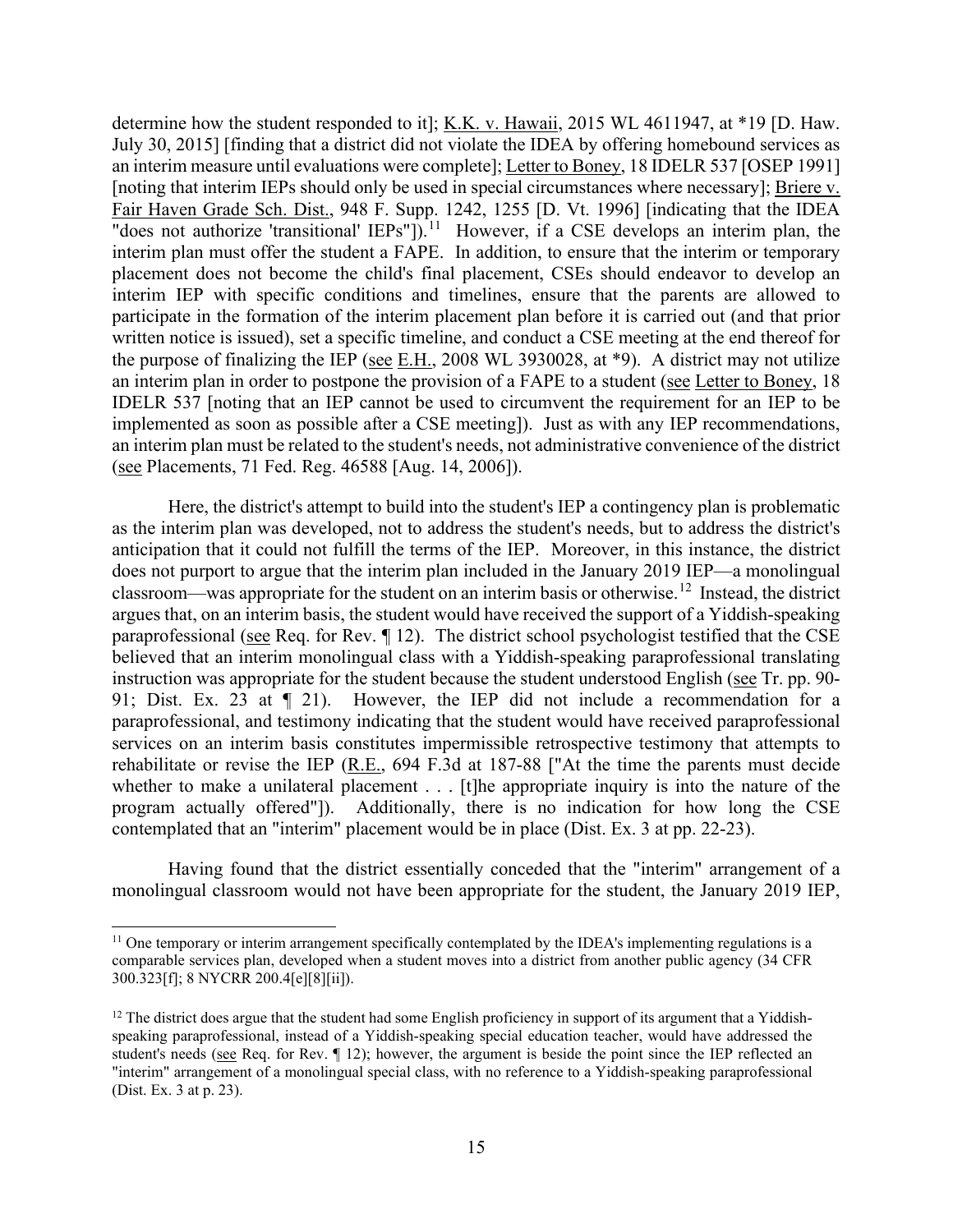determine how the student responded to it]; K.K. v. Hawaii, 2015 WL 4611947, at *19 [D. Haw. July 30, 2015] [finding that a district did not violate the IDEA by offering homebound services as an interim measure until evaluations were complete]; Letter to Boney, 18 IDELR 537 [OSEP 1991] [noting that interim IEPs should only be used in special circumstances where necessary]; Briere v. Fair Haven Grade Sch. Dist., 948 F. Supp. 1242, 1255 [D. Vt. 1996] [indicating that the IDEA "does not authorize 'transitional' IEPs"]).[11] However, if a CSE develops an interim plan, the interim plan must offer the student a FAPE. In addition, to ensure that the interim or temporary placement does not become the child's final placement, CSEs should endeavor to develop an interim IEP with specific conditions and timelines, ensure that the parents are allowed to participate in the formation of the interim placement plan before it is carried out (and that prior written notice is issued), set a specific timeline, and conduct a CSE meeting at the end thereof for the purpose of finalizing the IEP (see E.H., 2008 WL 3930028, at *9). A district may not utilize an interim plan in order to postpone the provision of a FAPE to a student (see Letter to Boney, 18 IDELR 537 [noting that an IEP cannot be used to circumvent the requirement for an IEP to be implemented as soon as possible after a CSE meeting]). Just as with any IEP recommendations, an interim plan must be related to the student's needs, not administrative convenience of the district (see Placements, 71 Fed. Reg. 46588 [Aug. 14, 2006]).

Here, the district's attempt to build into the student's IEP a contingency plan is problematic as the interim plan was developed, not to address the student's needs, but to address the district's anticipation that it could not fulfill the terms of the IEP. Moreover, in this instance, the district does not purport to argue that the interim plan included in the January 2019 IEP—a monolingual classroom—was appropriate for the student on an interim basis or otherwise.[12] Instead, the district argues that, on an interim basis, the student would have received the support of a Yiddish-speaking paraprofessional (see Req. for Rev. ¶ 12). The district school psychologist testified that the CSE believed that an interim monolingual class with a Yiddish-speaking paraprofessional translating instruction was appropriate for the student because the student understood English (see Tr. pp. 90-91; Dist. Ex. 23 at ¶ 21). However, the IEP did not include a recommendation for a paraprofessional, and testimony indicating that the student would have received paraprofessional services on an interim basis constitutes impermissible retrospective testimony that attempts to rehabilitate or revise the IEP (R.E., 694 F.3d at 187-88 ["At the time the parents must decide whether to make a unilateral placement . . . [t]he appropriate inquiry is into the nature of the program actually offered"]). Additionally, there is no indication for how long the CSE contemplated that an "interim" placement would be in place (Dist. Ex. 3 at pp. 22-23).

Having found that the district essentially conceded that the "interim" arrangement of a monolingual classroom would not have been appropriate for the student, the January 2019 IEP,

---

[11] One temporary or interim arrangement specifically contemplated by the IDEA's implementing regulations is a comparable services plan, developed when a student moves into a district from another public agency (34 CFR 300.323[f]; 8 NYCRR 200.4[e][8][ii]).

[12] The district does argue that the student had some English proficiency in support of its argument that a Yiddish-speaking paraprofessional, instead of a Yiddish-speaking special education teacher, would have addressed the student's needs (see Req. for Rev. ¶ 12); however, the argument is beside the point since the IEP reflected an "interim" arrangement of a monolingual special class, with no reference to a Yiddish-speaking paraprofessional (Dist. Ex. 3 at p. 23).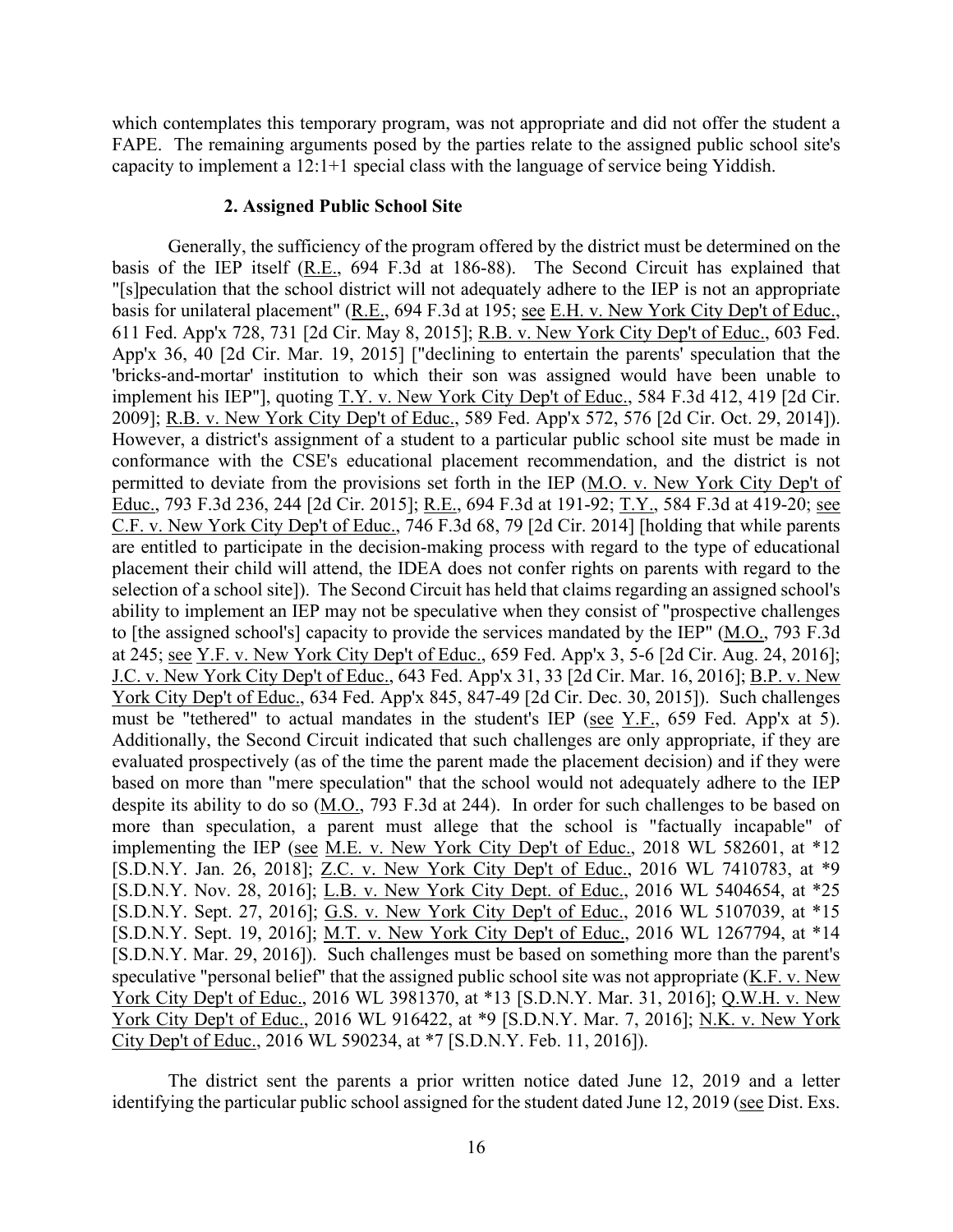which contemplates this temporary program, was not appropriate and did not offer the student a FAPE. The remaining arguments posed by the parties relate to the assigned public school site's capacity to implement a 12:1+1 special class with the language of service being Yiddish.

### 2. Assigned Public School Site

Generally, the sufficiency of the program offered by the district must be determined on the basis of the IEP itself (R.E., 694 F.3d at 186-88). The Second Circuit has explained that "[s]peculation that the school district will not adequately adhere to the IEP is not an appropriate basis for unilateral placement" (R.E., 694 F.3d at 195; see E.H. v. New York City Dep't of Educ., 611 Fed. App'x 728, 731 [2d Cir. May 8, 2015]; R.B. v. New York City Dep't of Educ., 603 Fed. App'x 36, 40 [2d Cir. Mar. 19, 2015] ["declining to entertain the parents' speculation that the 'bricks-and-mortar' institution to which their son was assigned would have been unable to implement his IEP"], quoting T.Y. v. New York City Dep't of Educ., 584 F.3d 412, 419 [2d Cir. 2009]; R.B. v. New York City Dep't of Educ., 589 Fed. App'x 572, 576 [2d Cir. Oct. 29, 2014]). However, a district's assignment of a student to a particular public school site must be made in conformance with the CSE's educational placement recommendation, and the district is not permitted to deviate from the provisions set forth in the IEP (M.O. v. New York City Dep't of Educ., 793 F.3d 236, 244 [2d Cir. 2015]; R.E., 694 F.3d at 191-92; T.Y., 584 F.3d at 419-20; see C.F. v. New York City Dep't of Educ., 746 F.3d 68, 79 [2d Cir. 2014] [holding that while parents are entitled to participate in the decision-making process with regard to the type of educational placement their child will attend, the IDEA does not confer rights on parents with regard to the selection of a school site]). The Second Circuit has held that claims regarding an assigned school's ability to implement an IEP may not be speculative when they consist of "prospective challenges to [the assigned school's] capacity to provide the services mandated by the IEP" (M.O., 793 F.3d at 245; see Y.F. v. New York City Dep't of Educ., 659 Fed. App'x 3, 5-6 [2d Cir. Aug. 24, 2016]; J.C. v. New York City Dep't of Educ., 643 Fed. App'x 31, 33 [2d Cir. Mar. 16, 2016]; B.P. v. New York City Dep't of Educ., 634 Fed. App'x 845, 847-49 [2d Cir. Dec. 30, 2015]). Such challenges must be "tethered" to actual mandates in the student's IEP (see Y.F., 659 Fed. App'x at 5). Additionally, the Second Circuit indicated that such challenges are only appropriate, if they are evaluated prospectively (as of the time the parent made the placement decision) and if they were based on more than "mere speculation" that the school would not adequately adhere to the IEP despite its ability to do so (M.O., 793 F.3d at 244). In order for such challenges to be based on more than speculation, a parent must allege that the school is "factually incapable" of implementing the IEP (see M.E. v. New York City Dep't of Educ., 2018 WL 582601, at *12 [S.D.N.Y. Jan. 26, 2018]; Z.C. v. New York City Dep't of Educ., 2016 WL 7410783, at *9 [S.D.N.Y. Nov. 28, 2016]; L.B. v. New York City Dept. of Educ., 2016 WL 5404654, at *25 [S.D.N.Y. Sept. 27, 2016]; G.S. v. New York City Dep't of Educ., 2016 WL 5107039, at *15 [S.D.N.Y. Sept. 19, 2016]; M.T. v. New York City Dep't of Educ., 2016 WL 1267794, at *14 [S.D.N.Y. Mar. 29, 2016]). Such challenges must be based on something more than the parent's speculative "personal belief" that the assigned public school site was not appropriate (K.F. v. New York City Dep't of Educ., 2016 WL 3981370, at *13 [S.D.N.Y. Mar. 31, 2016]; Q.W.H. v. New York City Dep't of Educ., 2016 WL 916422, at *9 [S.D.N.Y. Mar. 7, 2016]; N.K. v. New York City Dep't of Educ., 2016 WL 590234, at *7 [S.D.N.Y. Feb. 11, 2016]).

The district sent the parents a prior written notice dated June 12, 2019 and a letter identifying the particular public school assigned for the student dated June 12, 2019 (see Dist. Exs.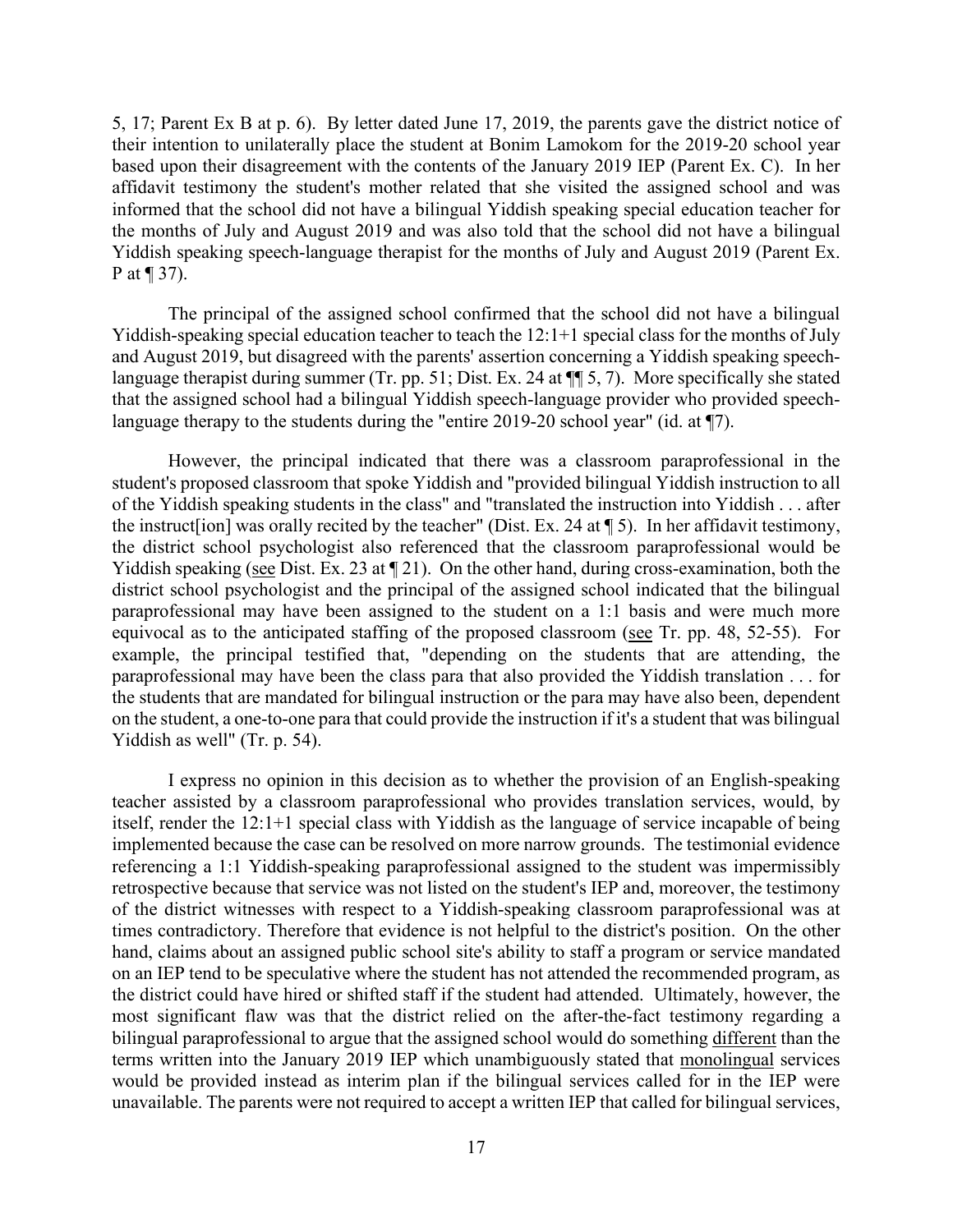5, 17; Parent Ex B at p. 6). By letter dated June 17, 2019, the parents gave the district notice of their intention to unilaterally place the student at Bonim Lamokom for the 2019-20 school year based upon their disagreement with the contents of the January 2019 IEP (Parent Ex. C). In her affidavit testimony the student's mother related that she visited the assigned school and was informed that the school did not have a bilingual Yiddish speaking special education teacher for the months of July and August 2019 and was also told that the school did not have a bilingual Yiddish speaking speech-language therapist for the months of July and August 2019 (Parent Ex. P at ¶ 37).

The principal of the assigned school confirmed that the school did not have a bilingual Yiddish-speaking special education teacher to teach the 12:1+1 special class for the months of July and August 2019, but disagreed with the parents' assertion concerning a Yiddish speaking speech-language therapist during summer (Tr. pp. 51; Dist. Ex. 24 at ¶¶ 5, 7). More specifically she stated that the assigned school had a bilingual Yiddish speech-language provider who provided speech-language therapy to the students during the "entire 2019-20 school year" (id. at ¶7).

However, the principal indicated that there was a classroom paraprofessional in the student's proposed classroom that spoke Yiddish and "provided bilingual Yiddish instruction to all of the Yiddish speaking students in the class" and "translated the instruction into Yiddish . . . after the instruct[ion] was orally recited by the teacher" (Dist. Ex. 24 at ¶ 5). In her affidavit testimony, the district school psychologist also referenced that the classroom paraprofessional would be Yiddish speaking (see Dist. Ex. 23 at ¶ 21). On the other hand, during cross-examination, both the district school psychologist and the principal of the assigned school indicated that the bilingual paraprofessional may have been assigned to the student on a 1:1 basis and were much more equivocal as to the anticipated staffing of the proposed classroom (see Tr. pp. 48, 52-55). For example, the principal testified that, "depending on the students that are attending, the paraprofessional may have been the class para that also provided the Yiddish translation . . . for the students that are mandated for bilingual instruction or the para may have also been, dependent on the student, a one-to-one para that could provide the instruction if it's a student that was bilingual Yiddish as well" (Tr. p. 54).

I express no opinion in this decision as to whether the provision of an English-speaking teacher assisted by a classroom paraprofessional who provides translation services, would, by itself, render the 12:1+1 special class with Yiddish as the language of service incapable of being implemented because the case can be resolved on more narrow grounds. The testimonial evidence referencing a 1:1 Yiddish-speaking paraprofessional assigned to the student was impermissibly retrospective because that service was not listed on the student's IEP and, moreover, the testimony of the district witnesses with respect to a Yiddish-speaking classroom paraprofessional was at times contradictory. Therefore that evidence is not helpful to the district's position. On the other hand, claims about an assigned public school site's ability to staff a program or service mandated on an IEP tend to be speculative where the student has not attended the recommended program, as the district could have hired or shifted staff if the student had attended. Ultimately, however, the most significant flaw was that the district relied on the after-the-fact testimony regarding a bilingual paraprofessional to argue that the assigned school would do something different than the terms written into the January 2019 IEP which unambiguously stated that monolingual services would be provided instead as interim plan if the bilingual services called for in the IEP were unavailable. The parents were not required to accept a written IEP that called for bilingual services,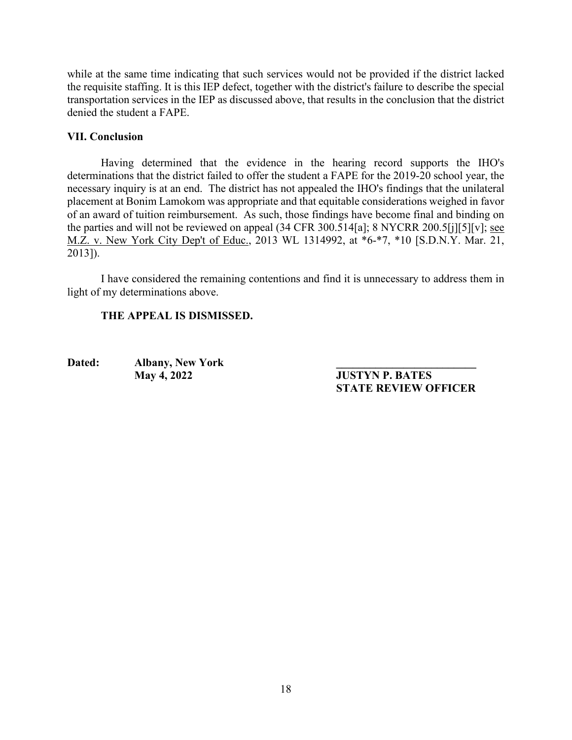while at the same time indicating that such services would not be provided if the district lacked the requisite staffing. It is this IEP defect, together with the district's failure to describe the special transportation services in the IEP as discussed above, that results in the conclusion that the district denied the student a FAPE.

## VII. Conclusion

Having determined that the evidence in the hearing record supports the IHO's determinations that the district failed to offer the student a FAPE for the 2019-20 school year, the necessary inquiry is at an end. The district has not appealed the IHO's findings that the unilateral placement at Bonim Lamokom was appropriate and that equitable considerations weighed in favor of an award of tuition reimbursement. As such, those findings have become final and binding on the parties and will not be reviewed on appeal (34 CFR 300.514[a]; 8 NYCRR 200.5[j][5][v]; see M.Z. v. New York City Dep't of Educ., 2013 WL 1314992, at *6-*7, *10 [S.D.N.Y. Mar. 21, 2013]).

I have considered the remaining contentions and find it is unnecessary to address them in light of my determinations above.

**THE APPEAL IS DISMISSED.**

**Dated:** **Albany, New York**
**May 4, 2022**

**JUSTYN P. BATES**
**STATE REVIEW OFFICER**